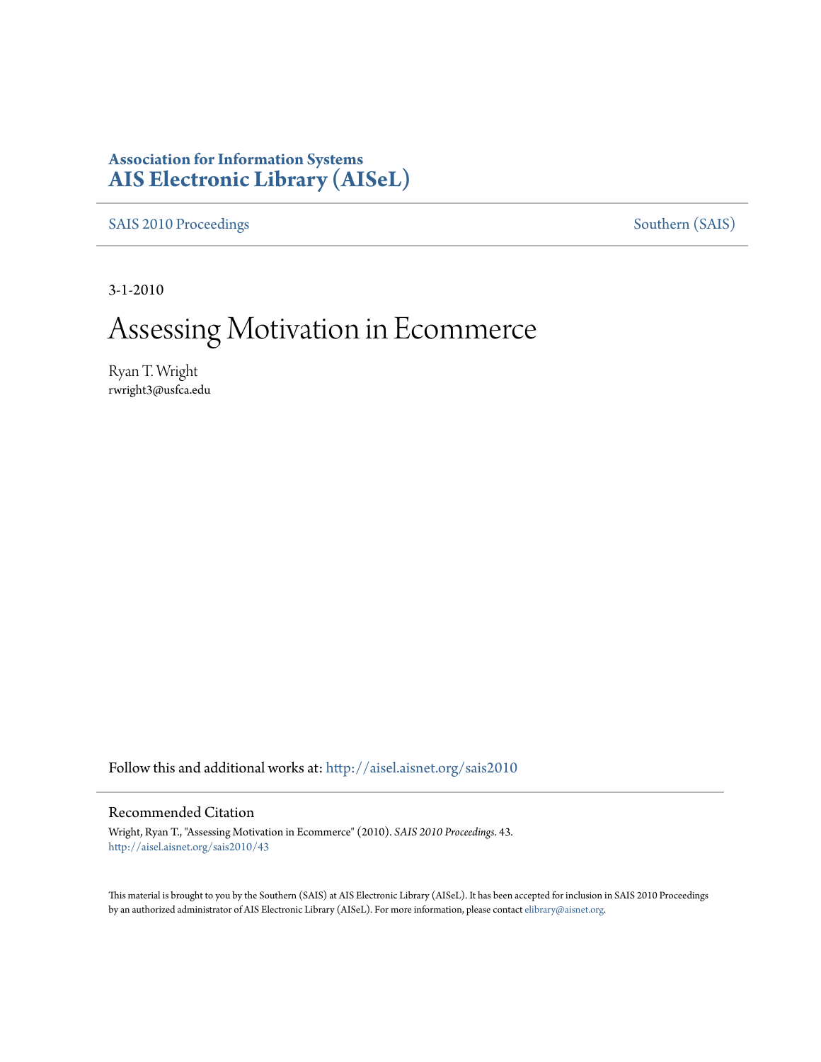**Association for Information Systems**
**AIS Electronic Library (AISeL)**

SAIS 2010 Proceedings | Southern (SAIS)

3-1-2010

# Assessing Motivation in Ecommerce

Ryan T. Wright
rwright3@usfca.edu

Follow this and additional works at: http://aisel.aisnet.org/sais2010

## Recommended Citation

Wright, Ryan T., "Assessing Motivation in Ecommerce" (2010). *SAIS 2010 Proceedings*. 43.
http://aisel.aisnet.org/sais2010/43

This material is brought to you by the Southern (SAIS) at AIS Electronic Library (AISeL). It has been accepted for inclusion in SAIS 2010 Proceedings by an authorized administrator of AIS Electronic Library (AISeL). For more information, please contact elibrary@aisnet.org.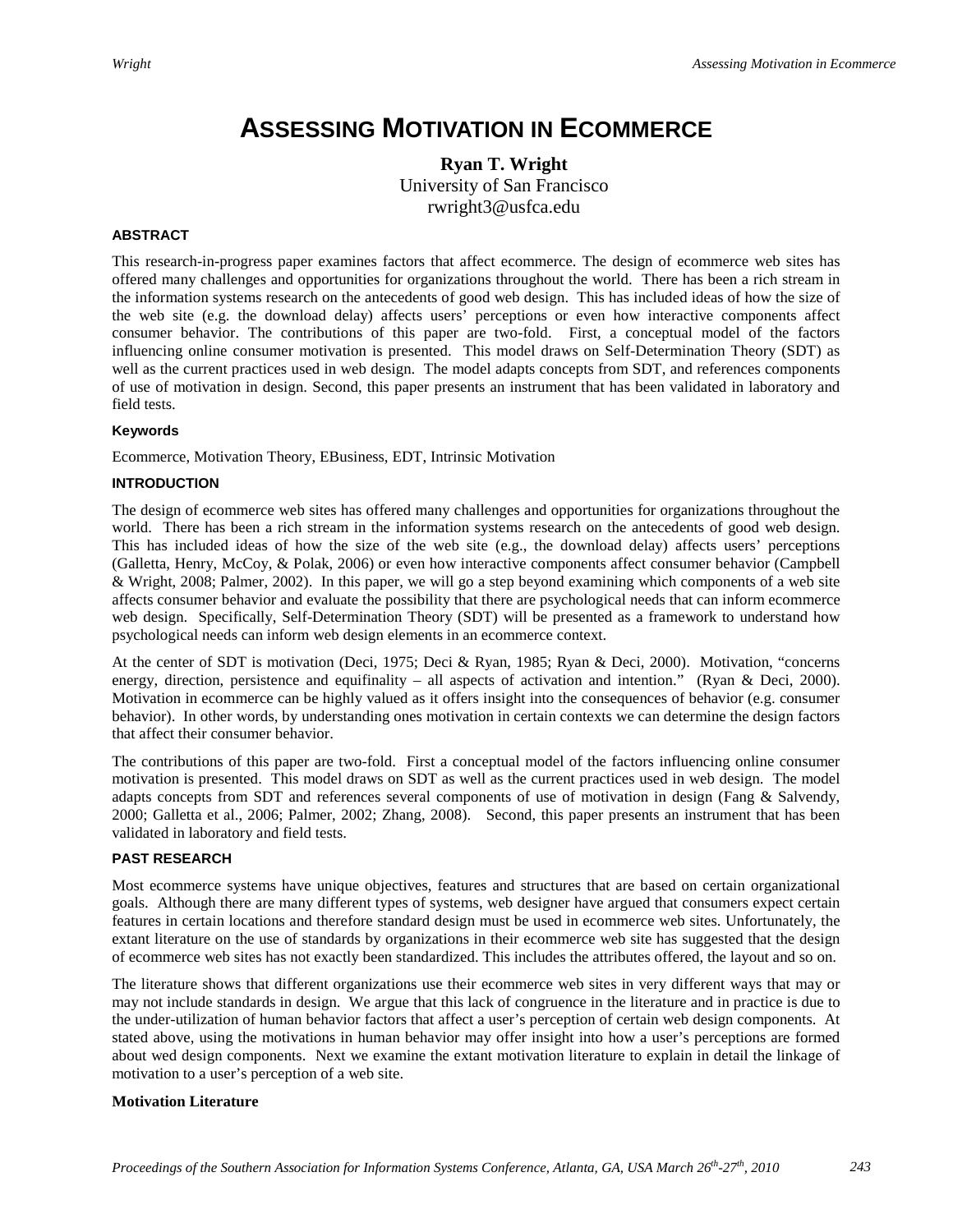# ASSESSING MOTIVATION IN ECOMMERCE

**Ryan T. Wright**
University of San Francisco
rwright3@usfca.edu

#### ABSTRACT

This research-in-progress paper examines factors that affect ecommerce. The design of ecommerce web sites has offered many challenges and opportunities for organizations throughout the world. There has been a rich stream in the information systems research on the antecedents of good web design. This has included ideas of how the size of the web site (e.g. the download delay) affects users' perceptions or even how interactive components affect consumer behavior. The contributions of this paper are two-fold. First, a conceptual model of the factors influencing online consumer motivation is presented. This model draws on Self-Determination Theory (SDT) as well as the current practices used in web design. The model adapts concepts from SDT, and references components of use of motivation in design. Second, this paper presents an instrument that has been validated in laboratory and field tests.

#### Keywords

Ecommerce, Motivation Theory, EBusiness, EDT, Intrinsic Motivation

#### INTRODUCTION

The design of ecommerce web sites has offered many challenges and opportunities for organizations throughout the world. There has been a rich stream in the information systems research on the antecedents of good web design. This has included ideas of how the size of the web site (e.g., the download delay) affects users' perceptions (Galletta, Henry, McCoy, & Polak, 2006) or even how interactive components affect consumer behavior (Campbell & Wright, 2008; Palmer, 2002). In this paper, we will go a step beyond examining which components of a web site affects consumer behavior and evaluate the possibility that there are psychological needs that can inform ecommerce web design. Specifically, Self-Determination Theory (SDT) will be presented as a framework to understand how psychological needs can inform web design elements in an ecommerce context.

At the center of SDT is motivation (Deci, 1975; Deci & Ryan, 1985; Ryan & Deci, 2000). Motivation, "concerns energy, direction, persistence and equifinality – all aspects of activation and intention." (Ryan & Deci, 2000). Motivation in ecommerce can be highly valued as it offers insight into the consequences of behavior (e.g. consumer behavior). In other words, by understanding ones motivation in certain contexts we can determine the design factors that affect their consumer behavior.

The contributions of this paper are two-fold. First a conceptual model of the factors influencing online consumer motivation is presented. This model draws on SDT as well as the current practices used in web design. The model adapts concepts from SDT and references several components of use of motivation in design (Fang & Salvendy, 2000; Galletta et al., 2006; Palmer, 2002; Zhang, 2008). Second, this paper presents an instrument that has been validated in laboratory and field tests.

#### PAST RESEARCH

Most ecommerce systems have unique objectives, features and structures that are based on certain organizational goals. Although there are many different types of systems, web designer have argued that consumers expect certain features in certain locations and therefore standard design must be used in ecommerce web sites. Unfortunately, the extant literature on the use of standards by organizations in their ecommerce web site has suggested that the design of ecommerce web sites has not exactly been standardized. This includes the attributes offered, the layout and so on.

The literature shows that different organizations use their ecommerce web sites in very different ways that may or may not include standards in design. We argue that this lack of congruence in the literature and in practice is due to the under-utilization of human behavior factors that affect a user's perception of certain web design components. At stated above, using the motivations in human behavior may offer insight into how a user's perceptions are formed about wed design components. Next we examine the extant motivation literature to explain in detail the linkage of motivation to a user's perception of a web site.

**Motivation Literature**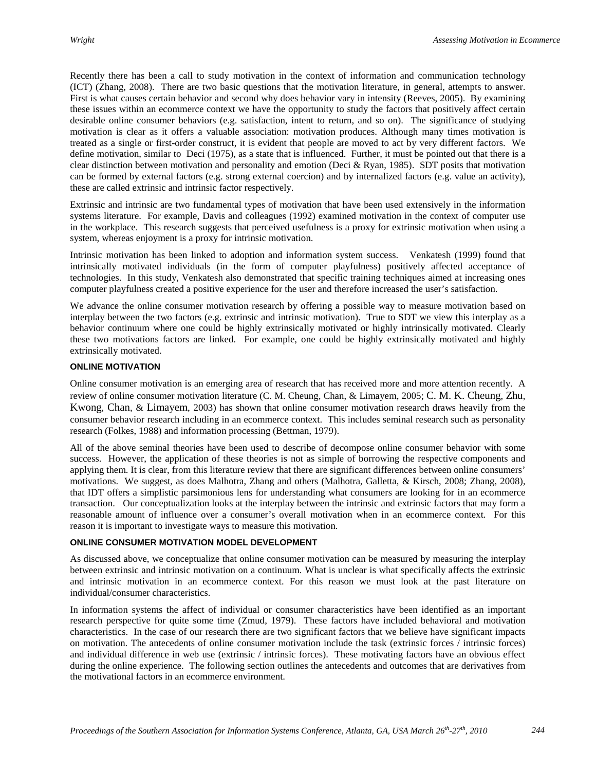Recently there has been a call to study motivation in the context of information and communication technology (ICT) (Zhang, 2008). There are two basic questions that the motivation literature, in general, attempts to answer. First is what causes certain behavior and second why does behavior vary in intensity (Reeves, 2005). By examining these issues within an ecommerce context we have the opportunity to study the factors that positively affect certain desirable online consumer behaviors (e.g. satisfaction, intent to return, and so on). The significance of studying motivation is clear as it offers a valuable association: motivation produces. Although many times motivation is treated as a single or first-order construct, it is evident that people are moved to act by very different factors. We define motivation, similar to Deci (1975), as a state that is influenced. Further, it must be pointed out that there is a clear distinction between motivation and personality and emotion (Deci & Ryan, 1985). SDT posits that motivation can be formed by external factors (e.g. strong external coercion) and by internalized factors (e.g. value an activity), these are called extrinsic and intrinsic factor respectively.

Extrinsic and intrinsic are two fundamental types of motivation that have been used extensively in the information systems literature. For example, Davis and colleagues (1992) examined motivation in the context of computer use in the workplace. This research suggests that perceived usefulness is a proxy for extrinsic motivation when using a system, whereas enjoyment is a proxy for intrinsic motivation.

Intrinsic motivation has been linked to adoption and information system success. Venkatesh (1999) found that intrinsically motivated individuals (in the form of computer playfulness) positively affected acceptance of technologies. In this study, Venkatesh also demonstrated that specific training techniques aimed at increasing ones computer playfulness created a positive experience for the user and therefore increased the user's satisfaction.

We advance the online consumer motivation research by offering a possible way to measure motivation based on interplay between the two factors (e.g. extrinsic and intrinsic motivation). True to SDT we view this interplay as a behavior continuum where one could be highly extrinsically motivated or highly intrinsically motivated. Clearly these two motivations factors are linked. For example, one could be highly extrinsically motivated and highly extrinsically motivated.

## ONLINE MOTIVATION

Online consumer motivation is an emerging area of research that has received more and more attention recently. A review of online consumer motivation literature (C. M. Cheung, Chan, & Limayem, 2005; C. M. K. Cheung, Zhu, Kwong, Chan, & Limayem, 2003) has shown that online consumer motivation research draws heavily from the consumer behavior research including in an ecommerce context. This includes seminal research such as personality research (Folkes, 1988) and information processing (Bettman, 1979).

All of the above seminal theories have been used to describe of decompose online consumer behavior with some success. However, the application of these theories is not as simple of borrowing the respective components and applying them. It is clear, from this literature review that there are significant differences between online consumers' motivations. We suggest, as does Malhotra, Zhang and others (Malhotra, Galletta, & Kirsch, 2008; Zhang, 2008), that IDT offers a simplistic parsimonious lens for understanding what consumers are looking for in an ecommerce transaction. Our conceptualization looks at the interplay between the intrinsic and extrinsic factors that may form a reasonable amount of influence over a consumer's overall motivation when in an ecommerce context. For this reason it is important to investigate ways to measure this motivation.

## ONLINE CONSUMER MOTIVATION MODEL DEVELOPMENT

As discussed above, we conceptualize that online consumer motivation can be measured by measuring the interplay between extrinsic and intrinsic motivation on a continuum. What is unclear is what specifically affects the extrinsic and intrinsic motivation in an ecommerce context. For this reason we must look at the past literature on individual/consumer characteristics.

In information systems the affect of individual or consumer characteristics have been identified as an important research perspective for quite some time (Zmud, 1979). These factors have included behavioral and motivation characteristics. In the case of our research there are two significant factors that we believe have significant impacts on motivation. The antecedents of online consumer motivation include the task (extrinsic forces / intrinsic forces) and individual difference in web use (extrinsic / intrinsic forces). These motivating factors have an obvious effect during the online experience. The following section outlines the antecedents and outcomes that are derivatives from the motivational factors in an ecommerce environment.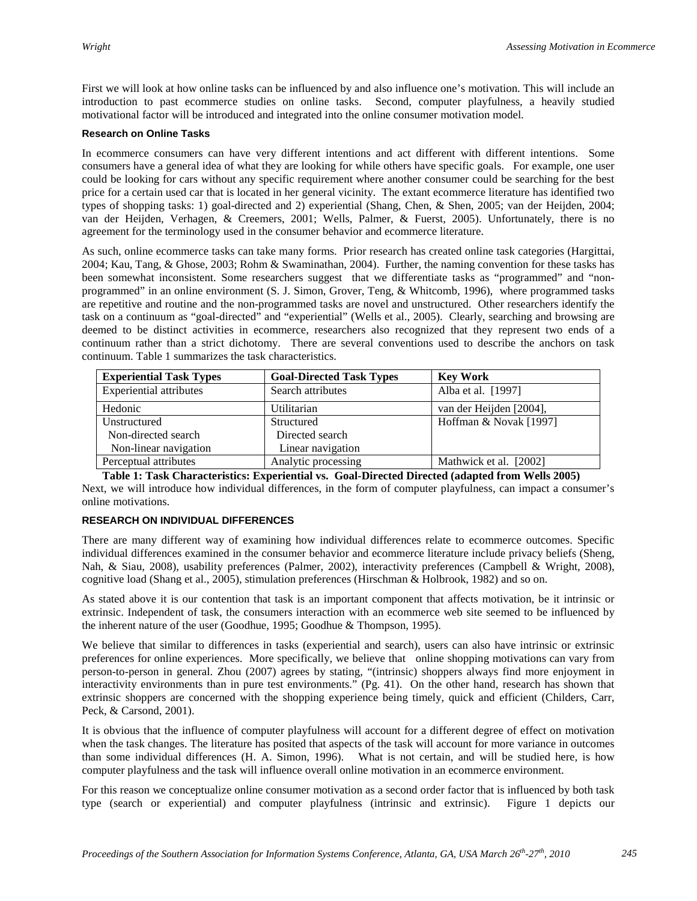First we will look at how online tasks can be influenced by and also influence one's motivation. This will include an introduction to past ecommerce studies on online tasks. Second, computer playfulness, a heavily studied motivational factor will be introduced and integrated into the online consumer motivation model.

#### Research on Online Tasks

In ecommerce consumers can have very different intentions and act different with different intentions. Some consumers have a general idea of what they are looking for while others have specific goals. For example, one user could be looking for cars without any specific requirement where another consumer could be searching for the best price for a certain used car that is located in her general vicinity. The extant ecommerce literature has identified two types of shopping tasks: 1) goal-directed and 2) experiential (Shang, Chen, & Shen, 2005; van der Heijden, 2004; van der Heijden, Verhagen, & Creemers, 2001; Wells, Palmer, & Fuerst, 2005). Unfortunately, there is no agreement for the terminology used in the consumer behavior and ecommerce literature.

As such, online ecommerce tasks can take many forms. Prior research has created online task categories (Hargittai, 2004; Kau, Tang, & Ghose, 2003; Rohm & Swaminathan, 2004). Further, the naming convention for these tasks has been somewhat inconsistent. Some researchers suggest that we differentiate tasks as "programmed" and "non-programmed" in an online environment (S. J. Simon, Grover, Teng, & Whitcomb, 1996), where programmed tasks are repetitive and routine and the non-programmed tasks are novel and unstructured. Other researchers identify the task on a continuum as "goal-directed" and "experiential" (Wells et al., 2005). Clearly, searching and browsing are deemed to be distinct activities in ecommerce, researchers also recognized that they represent two ends of a continuum rather than a strict dichotomy. There are several conventions used to describe the anchors on task continuum. Table 1 summarizes the task characteristics.

| Experiential Task Types | Goal-Directed Task Types | Key Work |
|---|---|---|
| Experiential attributes | Search attributes | Alba et al. [1997] |
| Hedonic | Utilitarian | van der Heijden [2004], |
| Unstructured<br>Non-directed search<br>Non-linear navigation | Structured<br>Directed search<br>Linear navigation | Hoffman & Novak [1997] |
| Perceptual attributes | Analytic processing | Mathwick et al. [2002] |

**Table 1: Task Characteristics: Experiential vs. Goal-Directed Directed (adapted from Wells 2005)**

Next, we will introduce how individual differences, in the form of computer playfulness, can impact a consumer's online motivations.

#### RESEARCH ON INDIVIDUAL DIFFERENCES

There are many different way of examining how individual differences relate to ecommerce outcomes. Specific individual differences examined in the consumer behavior and ecommerce literature include privacy beliefs (Sheng, Nah, & Siau, 2008), usability preferences (Palmer, 2002), interactivity preferences (Campbell & Wright, 2008), cognitive load (Shang et al., 2005), stimulation preferences (Hirschman & Holbrook, 1982) and so on.

As stated above it is our contention that task is an important component that affects motivation, be it intrinsic or extrinsic. Independent of task, the consumers interaction with an ecommerce web site seemed to be influenced by the inherent nature of the user (Goodhue, 1995; Goodhue & Thompson, 1995).

We believe that similar to differences in tasks (experiential and search), users can also have intrinsic or extrinsic preferences for online experiences. More specifically, we believe that online shopping motivations can vary from person-to-person in general. Zhou (2007) agrees by stating, "(intrinsic) shoppers always find more enjoyment in interactivity environments than in pure test environments." (Pg. 41). On the other hand, research has shown that extrinsic shoppers are concerned with the shopping experience being timely, quick and efficient (Childers, Carr, Peck, & Carsond, 2001).

It is obvious that the influence of computer playfulness will account for a different degree of effect on motivation when the task changes. The literature has posited that aspects of the task will account for more variance in outcomes than some individual differences (H. A. Simon, 1996). What is not certain, and will be studied here, is how computer playfulness and the task will influence overall online motivation in an ecommerce environment.

For this reason we conceptualize online consumer motivation as a second order factor that is influenced by both task type (search or experiential) and computer playfulness (intrinsic and extrinsic). Figure 1 depicts our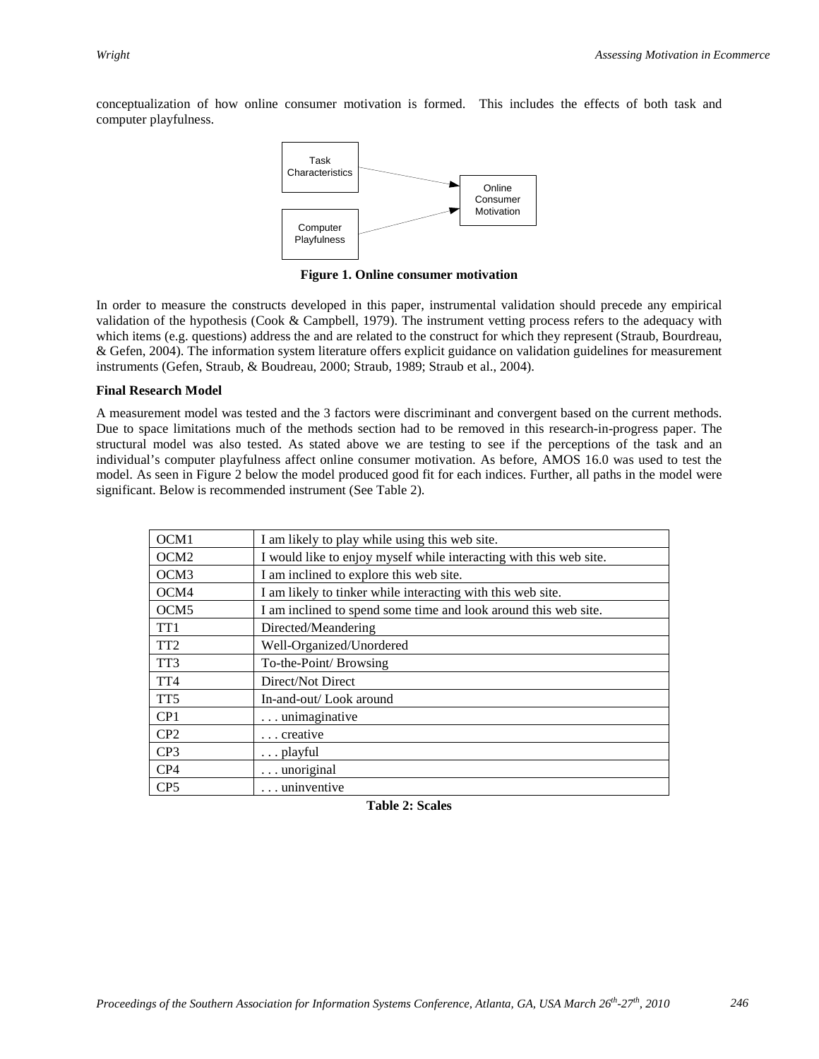conceptualization of how online consumer motivation is formed. This includes the effects of both task and computer playfulness.

Figure 1. Online consumer motivation

In order to measure the constructs developed in this paper, instrumental validation should precede any empirical validation of the hypothesis (Cook & Campbell, 1979). The instrument vetting process refers to the adequacy with which items (e.g. questions) address the and are related to the construct for which they represent (Straub, Bourdreau, & Gefen, 2004). The information system literature offers explicit guidance on validation guidelines for measurement instruments (Gefen, Straub, & Boudreau, 2000; Straub, 1989; Straub et al., 2004).

**Final Research Model**

A measurement model was tested and the 3 factors were discriminant and convergent based on the current methods. Due to space limitations much of the methods section had to be removed in this research-in-progress paper. The structural model was also tested. As stated above we are testing to see if the perceptions of the task and an individual's computer playfulness affect online consumer motivation. As before, AMOS 16.0 was used to test the model. As seen in Figure 2 below the model produced good fit for each indices. Further, all paths in the model were significant. Below is recommended instrument (See Table 2).

| | |
|---|---|
| OCM1 | I am likely to play while using this web site. |
| OCM2 | I would like to enjoy myself while interacting with this web site. |
| OCM3 | I am inclined to explore this web site. |
| OCM4 | I am likely to tinker while interacting with this web site. |
| OCM5 | I am inclined to spend some time and look around this web site. |
| TT1 | Directed/Meandering |
| TT2 | Well-Organized/Unordered |
| TT3 | To-the-Point/ Browsing |
| TT4 | Direct/Not Direct |
| TT5 | In-and-out/ Look around |
| CP1 | . . . unimaginative |
| CP2 | . . . creative |
| CP3 | . . . playful |
| CP4 | . . . unoriginal |
| CP5 | . . . uninventive |

**Table 2: Scales**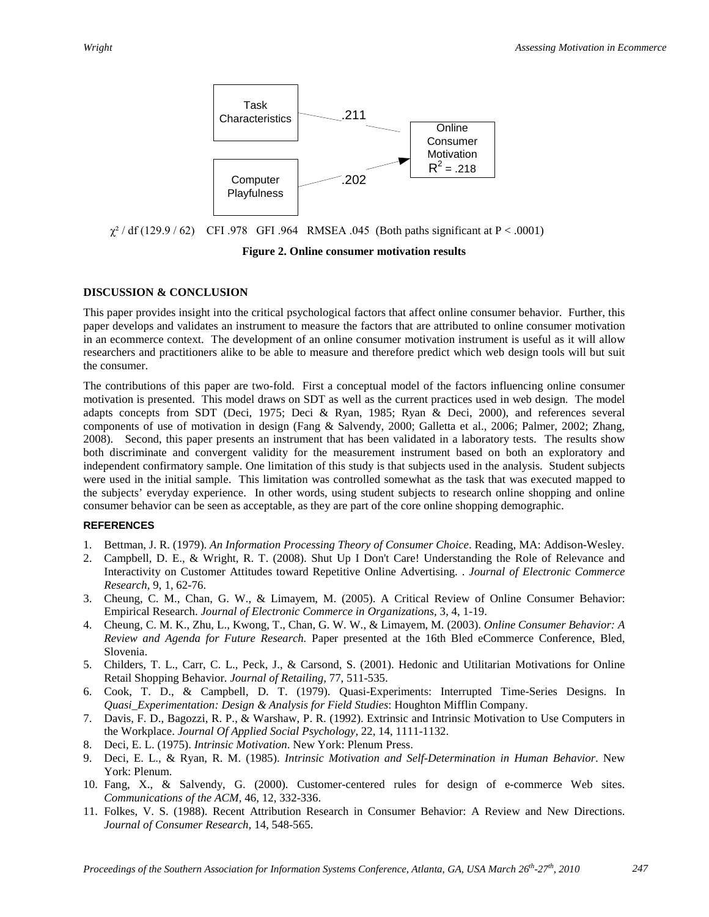Task Characteristics → Online Consumer Motivation ($R^2$ = .218): .211

Computer Playfulness → Online Consumer Motivation: .202

$\chi^2$ / df (129.9 / 62) CFI .978 GFI .964 RMSEA .045 (Both paths significant at $P < .0001$)

**Figure 2. Online consumer motivation results**

## DISCUSSION & CONCLUSION

This paper provides insight into the critical psychological factors that affect online consumer behavior. Further, this paper develops and validates an instrument to measure the factors that are attributed to online consumer motivation in an ecommerce context. The development of an online consumer motivation instrument is useful as it will allow researchers and practitioners alike to be able to measure and therefore predict which web design tools will but suit the consumer.

The contributions of this paper are two-fold. First a conceptual model of the factors influencing online consumer motivation is presented. This model draws on SDT as well as the current practices used in web design. The model adapts concepts from SDT (Deci, 1975; Deci & Ryan, 1985; Ryan & Deci, 2000), and references several components of use of motivation in design (Fang & Salvendy, 2000; Galletta et al., 2006; Palmer, 2002; Zhang, 2008). Second, this paper presents an instrument that has been validated in a laboratory tests. The results show both discriminate and convergent validity for the measurement instrument based on both an exploratory and independent confirmatory sample. One limitation of this study is that subjects used in the analysis. Student subjects were used in the initial sample. This limitation was controlled somewhat as the task that was executed mapped to the subjects' everyday experience. In other words, using student subjects to research online shopping and online consumer behavior can be seen as acceptable, as they are part of the core online shopping demographic.

### REFERENCES

1. Bettman, J. R. (1979). *An Information Processing Theory of Consumer Choice*. Reading, MA: Addison-Wesley.
2. Campbell, D. E., & Wright, R. T. (2008). Shut Up I Don't Care! Understanding the Role of Relevance and Interactivity on Customer Attitudes toward Repetitive Online Advertising. . *Journal of Electronic Commerce Research*, 9, 1, 62-76.
3. Cheung, C. M., Chan, G. W., & Limayem, M. (2005). A Critical Review of Online Consumer Behavior: Empirical Research. *Journal of Electronic Commerce in Organizations*, 3, 4, 1-19.
4. Cheung, C. M. K., Zhu, L., Kwong, T., Chan, G. W. W., & Limayem, M. (2003). *Online Consumer Behavior: A Review and Agenda for Future Research.* Paper presented at the 16th Bled eCommerce Conference, Bled, Slovenia.
5. Childers, T. L., Carr, C. L., Peck, J., & Carsond, S. (2001). Hedonic and Utilitarian Motivations for Online Retail Shopping Behavior. *Journal of Retailing*, 77, 511-535.
6. Cook, T. D., & Campbell, D. T. (1979). Quasi-Experiments: Interrupted Time-Series Designs. In *Quasi_Experimentation: Design & Analysis for Field Studies*: Houghton Mifflin Company.
7. Davis, F. D., Bagozzi, R. P., & Warshaw, P. R. (1992). Extrinsic and Intrinsic Motivation to Use Computers in the Workplace. *Journal Of Applied Social Psychology*, 22, 14, 1111-1132.
8. Deci, E. L. (1975). *Intrinsic Motivation*. New York: Plenum Press.
9. Deci, E. L., & Ryan, R. M. (1985). *Intrinsic Motivation and Self-Determination in Human Behavior*. New York: Plenum.
10. Fang, X., & Salvendy, G. (2000). Customer-centered rules for design of e-commerce Web sites. *Communications of the ACM*, 46, 12, 332-336.
11. Folkes, V. S. (1988). Recent Attribution Research in Consumer Behavior: A Review and New Directions. *Journal of Consumer Research*, 14, 548-565.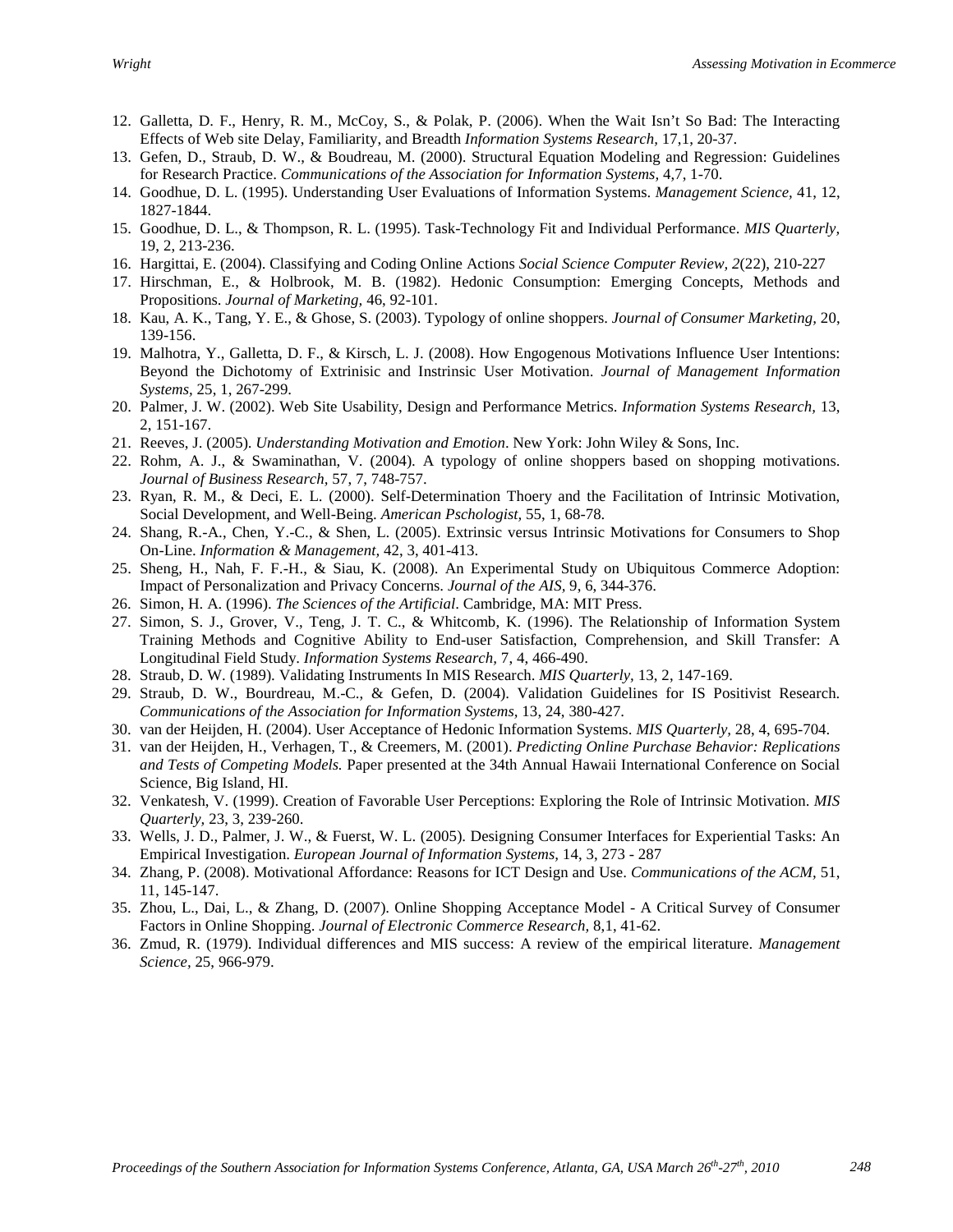12. Galletta, D. F., Henry, R. M., McCoy, S., & Polak, P. (2006). When the Wait Isn't So Bad: The Interacting Effects of Web site Delay, Familiarity, and Breadth *Information Systems Research,* 17,1, 20-37.
13. Gefen, D., Straub, D. W., & Boudreau, M. (2000). Structural Equation Modeling and Regression: Guidelines for Research Practice. *Communications of the Association for Information Systems,* 4,7, 1-70.
14. Goodhue, D. L. (1995). Understanding User Evaluations of Information Systems. *Management Science,* 41, 12, 1827-1844.
15. Goodhue, D. L., & Thompson, R. L. (1995). Task-Technology Fit and Individual Performance. *MIS Quarterly,* 19, 2, 213-236.
16. Hargittai, E. (2004). Classifying and Coding Online Actions *Social Science Computer Review, 2*(22), 210-227
17. Hirschman, E., & Holbrook, M. B. (1982). Hedonic Consumption: Emerging Concepts, Methods and Propositions. *Journal of Marketing,* 46, 92-101.
18. Kau, A. K., Tang, Y. E., & Ghose, S. (2003). Typology of online shoppers. *Journal of Consumer Marketing,* 20, 139-156.
19. Malhotra, Y., Galletta, D. F., & Kirsch, L. J. (2008). How Engogenous Motivations Influence User Intentions: Beyond the Dichotomy of Extrinisic and Instrinsic User Motivation. *Journal of Management Information Systems,* 25, 1, 267-299.
20. Palmer, J. W. (2002). Web Site Usability, Design and Performance Metrics. *Information Systems Research,* 13, 2, 151-167.
21. Reeves, J. (2005). *Understanding Motivation and Emotion*. New York: John Wiley & Sons, Inc.
22. Rohm, A. J., & Swaminathan, V. (2004). A typology of online shoppers based on shopping motivations. *Journal of Business Research,* 57, 7, 748-757.
23. Ryan, R. M., & Deci, E. L. (2000). Self-Determination Thoery and the Facilitation of Intrinsic Motivation, Social Development, and Well-Being. *American Pschologist,* 55, 1, 68-78.
24. Shang, R.-A., Chen, Y.-C., & Shen, L. (2005). Extrinsic versus Intrinsic Motivations for Consumers to Shop On-Line. *Information & Management,* 42, 3, 401-413.
25. Sheng, H., Nah, F. F.-H., & Siau, K. (2008). An Experimental Study on Ubiquitous Commerce Adoption: Impact of Personalization and Privacy Concerns. *Journal of the AIS,* 9, 6, 344-376.
26. Simon, H. A. (1996). *The Sciences of the Artificial*. Cambridge, MA: MIT Press.
27. Simon, S. J., Grover, V., Teng, J. T. C., & Whitcomb, K. (1996). The Relationship of Information System Training Methods and Cognitive Ability to End-user Satisfaction, Comprehension, and Skill Transfer: A Longitudinal Field Study. *Information Systems Research,* 7, 4, 466-490.
28. Straub, D. W. (1989). Validating Instruments In MIS Research. *MIS Quarterly,* 13, 2, 147-169.
29. Straub, D. W., Bourdreau, M.-C., & Gefen, D. (2004). Validation Guidelines for IS Positivist Research. *Communications of the Association for Information Systems,* 13, 24, 380-427.
30. van der Heijden, H. (2004). User Acceptance of Hedonic Information Systems. *MIS Quarterly,* 28, 4, 695-704.
31. van der Heijden, H., Verhagen, T., & Creemers, M. (2001). *Predicting Online Purchase Behavior: Replications and Tests of Competing Models.* Paper presented at the 34th Annual Hawaii International Conference on Social Science, Big Island, HI.
32. Venkatesh, V. (1999). Creation of Favorable User Perceptions: Exploring the Role of Intrinsic Motivation. *MIS Quarterly,* 23, 3, 239-260.
33. Wells, J. D., Palmer, J. W., & Fuerst, W. L. (2005). Designing Consumer Interfaces for Experiential Tasks: An Empirical Investigation. *European Journal of Information Systems,* 14, 3, 273 - 287
34. Zhang, P. (2008). Motivational Affordance: Reasons for ICT Design and Use. *Communications of the ACM,* 51, 11, 145-147.
35. Zhou, L., Dai, L., & Zhang, D. (2007). Online Shopping Acceptance Model - A Critical Survey of Consumer Factors in Online Shopping. *Journal of Electronic Commerce Research,* 8,1, 41-62.
36. Zmud, R. (1979). Individual differences and MIS success: A review of the empirical literature. *Management Science,* 25, 966-979.